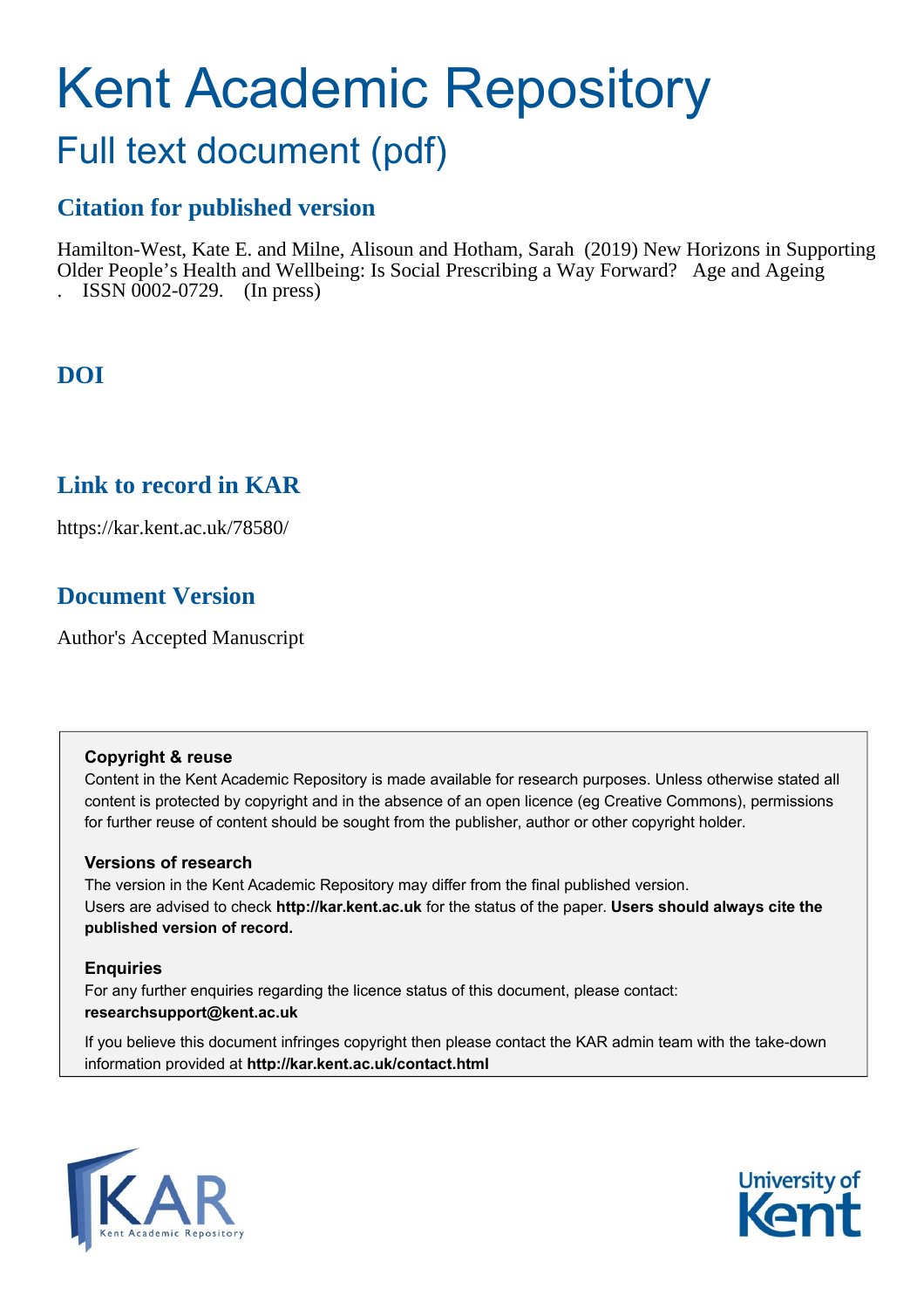# Kent Academic Repository

## Full text document (pdf)

### Citation for published version

Hamilton-West, Kate E. and Milne, Alisoun and Hotham, Sarah (2019) New Horizons in Supporting Older People's Health and Wellbeing: Is Social Prescribing a Way Forward? Age and Ageing . ISSN 0002-0729. (In press)

### DOI

### Link to record in KAR

https://kar.kent.ac.uk/78580/

### Document Version

Author's Accepted Manuscript

**Copyright & reuse**

Content in the Kent Academic Repository is made available for research purposes. Unless otherwise stated all content is protected by copyright and in the absence of an open licence (eg Creative Commons), permissions for further reuse of content should be sought from the publisher, author or other copyright holder.

**Versions of research**

The version in the Kent Academic Repository may differ from the final published version. Users are advised to check **http://kar.kent.ac.uk** for the status of the paper. **Users should always cite the published version of record.**

**Enquiries**

For any further enquiries regarding the licence status of this document, please contact: **researchsupport@kent.ac.uk**

If you believe this document infringes copyright then please contact the KAR admin team with the take-down information provided at **http://kar.kent.ac.uk/contact.html**

KAR Kent Academic Repository

University of Kent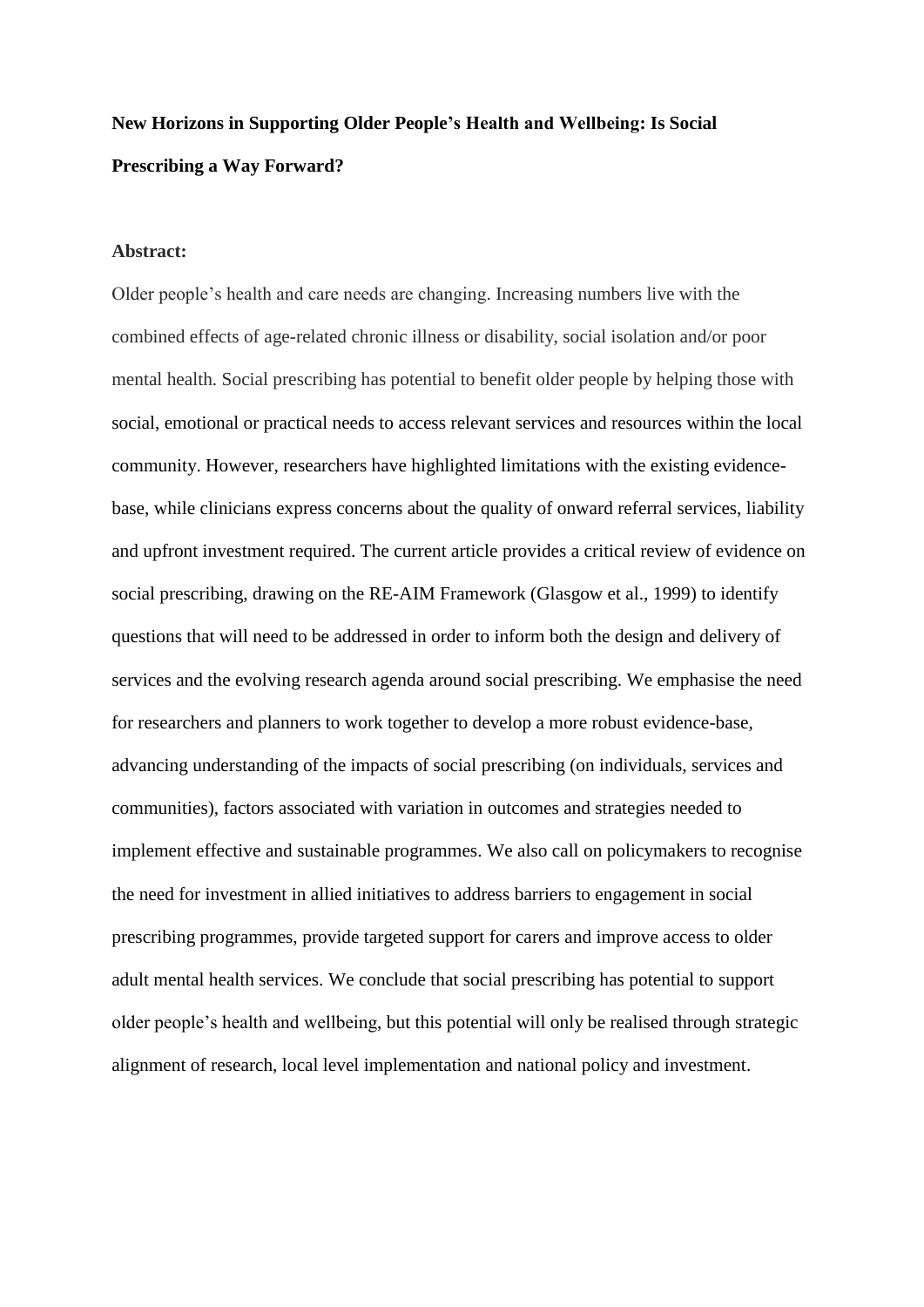**New Horizons in Supporting Older People's Health and Wellbeing: Is Social Prescribing a Way Forward?**

**Abstract:**

Older people's health and care needs are changing. Increasing numbers live with the combined effects of age-related chronic illness or disability, social isolation and/or poor mental health. Social prescribing has potential to benefit older people by helping those with social, emotional or practical needs to access relevant services and resources within the local community. However, researchers have highlighted limitations with the existing evidence-base, while clinicians express concerns about the quality of onward referral services, liability and upfront investment required. The current article provides a critical review of evidence on social prescribing, drawing on the RE-AIM Framework (Glasgow et al., 1999) to identify questions that will need to be addressed in order to inform both the design and delivery of services and the evolving research agenda around social prescribing. We emphasise the need for researchers and planners to work together to develop a more robust evidence-base, advancing understanding of the impacts of social prescribing (on individuals, services and communities), factors associated with variation in outcomes and strategies needed to implement effective and sustainable programmes. We also call on policymakers to recognise the need for investment in allied initiatives to address barriers to engagement in social prescribing programmes, provide targeted support for carers and improve access to older adult mental health services. We conclude that social prescribing has potential to support older people's health and wellbeing, but this potential will only be realised through strategic alignment of research, local level implementation and national policy and investment.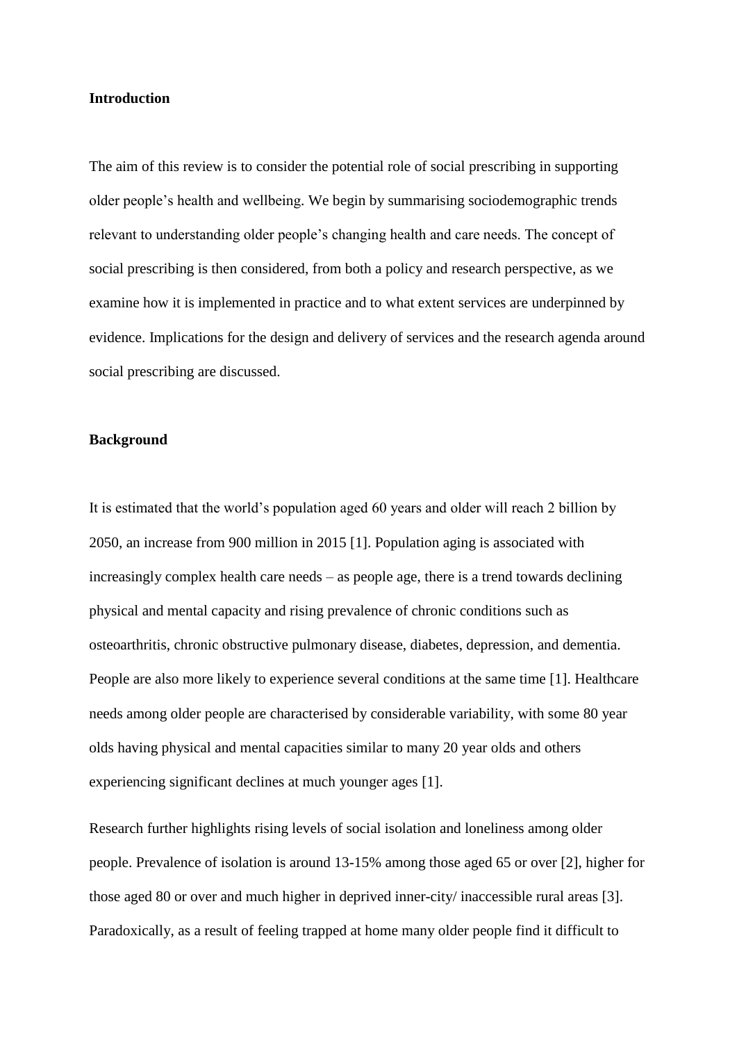**Introduction**

The aim of this review is to consider the potential role of social prescribing in supporting older people's health and wellbeing. We begin by summarising sociodemographic trends relevant to understanding older people's changing health and care needs. The concept of social prescribing is then considered, from both a policy and research perspective, as we examine how it is implemented in practice and to what extent services are underpinned by evidence. Implications for the design and delivery of services and the research agenda around social prescribing are discussed.

**Background**

It is estimated that the world's population aged 60 years and older will reach 2 billion by 2050, an increase from 900 million in 2015 [1]. Population aging is associated with increasingly complex health care needs – as people age, there is a trend towards declining physical and mental capacity and rising prevalence of chronic conditions such as osteoarthritis, chronic obstructive pulmonary disease, diabetes, depression, and dementia. People are also more likely to experience several conditions at the same time [1]. Healthcare needs among older people are characterised by considerable variability, with some 80 year olds having physical and mental capacities similar to many 20 year olds and others experiencing significant declines at much younger ages [1].

Research further highlights rising levels of social isolation and loneliness among older people. Prevalence of isolation is around 13-15% among those aged 65 or over [2], higher for those aged 80 or over and much higher in deprived inner-city/ inaccessible rural areas [3]. Paradoxically, as a result of feeling trapped at home many older people find it difficult to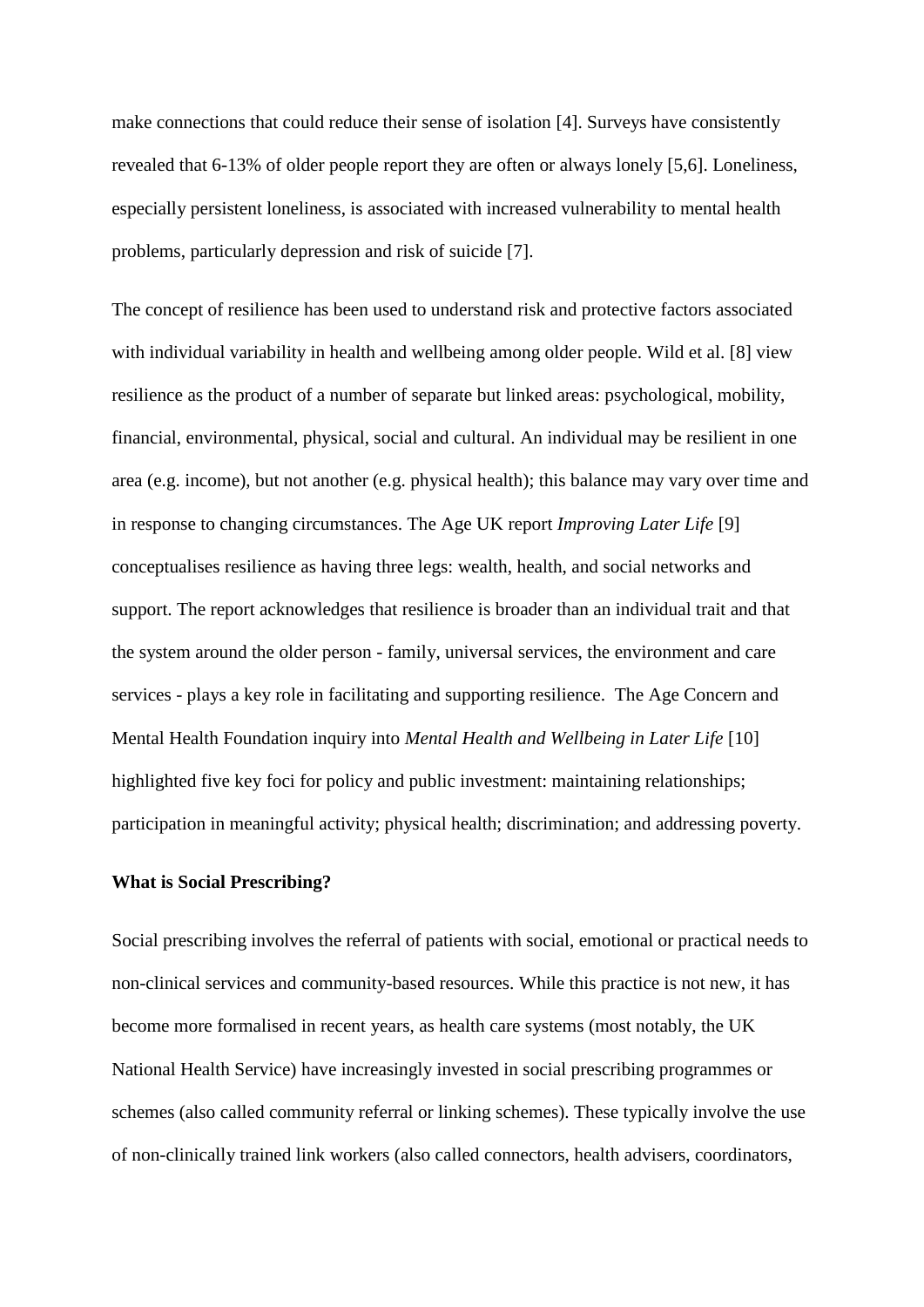make connections that could reduce their sense of isolation [4]. Surveys have consistently revealed that 6-13% of older people report they are often or always lonely [5,6]. Loneliness, especially persistent loneliness, is associated with increased vulnerability to mental health problems, particularly depression and risk of suicide [7].

The concept of resilience has been used to understand risk and protective factors associated with individual variability in health and wellbeing among older people. Wild et al. [8] view resilience as the product of a number of separate but linked areas: psychological, mobility, financial, environmental, physical, social and cultural. An individual may be resilient in one area (e.g. income), but not another (e.g. physical health); this balance may vary over time and in response to changing circumstances. The Age UK report *Improving Later Life* [9] conceptualises resilience as having three legs: wealth, health, and social networks and support. The report acknowledges that resilience is broader than an individual trait and that the system around the older person - family, universal services, the environment and care services - plays a key role in facilitating and supporting resilience. The Age Concern and Mental Health Foundation inquiry into *Mental Health and Wellbeing in Later Life* [10] highlighted five key foci for policy and public investment: maintaining relationships; participation in meaningful activity; physical health; discrimination; and addressing poverty.

**What is Social Prescribing?**

Social prescribing involves the referral of patients with social, emotional or practical needs to non-clinical services and community-based resources. While this practice is not new, it has become more formalised in recent years, as health care systems (most notably, the UK National Health Service) have increasingly invested in social prescribing programmes or schemes (also called community referral or linking schemes). These typically involve the use of non-clinically trained link workers (also called connectors, health advisers, coordinators,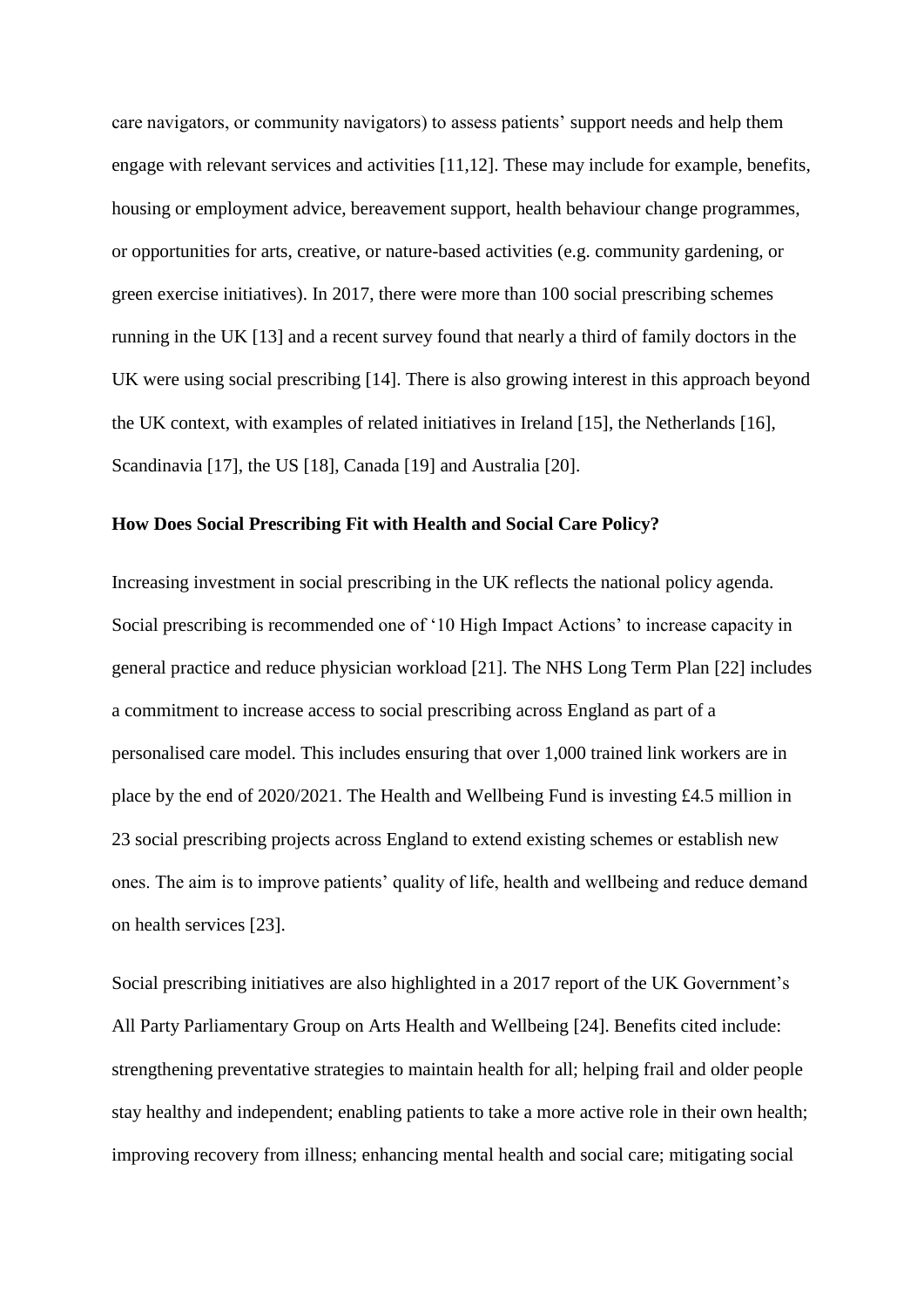care navigators, or community navigators) to assess patients' support needs and help them engage with relevant services and activities [11,12]. These may include for example, benefits, housing or employment advice, bereavement support, health behaviour change programmes, or opportunities for arts, creative, or nature-based activities (e.g. community gardening, or green exercise initiatives). In 2017, there were more than 100 social prescribing schemes running in the UK [13] and a recent survey found that nearly a third of family doctors in the UK were using social prescribing [14]. There is also growing interest in this approach beyond the UK context, with examples of related initiatives in Ireland [15], the Netherlands [16], Scandinavia [17], the US [18], Canada [19] and Australia [20].

**How Does Social Prescribing Fit with Health and Social Care Policy?**

Increasing investment in social prescribing in the UK reflects the national policy agenda. Social prescribing is recommended one of '10 High Impact Actions' to increase capacity in general practice and reduce physician workload [21]. The NHS Long Term Plan [22] includes a commitment to increase access to social prescribing across England as part of a personalised care model. This includes ensuring that over 1,000 trained link workers are in place by the end of 2020/2021. The Health and Wellbeing Fund is investing £4.5 million in 23 social prescribing projects across England to extend existing schemes or establish new ones. The aim is to improve patients' quality of life, health and wellbeing and reduce demand on health services [23].

Social prescribing initiatives are also highlighted in a 2017 report of the UK Government's All Party Parliamentary Group on Arts Health and Wellbeing [24]. Benefits cited include: strengthening preventative strategies to maintain health for all; helping frail and older people stay healthy and independent; enabling patients to take a more active role in their own health; improving recovery from illness; enhancing mental health and social care; mitigating social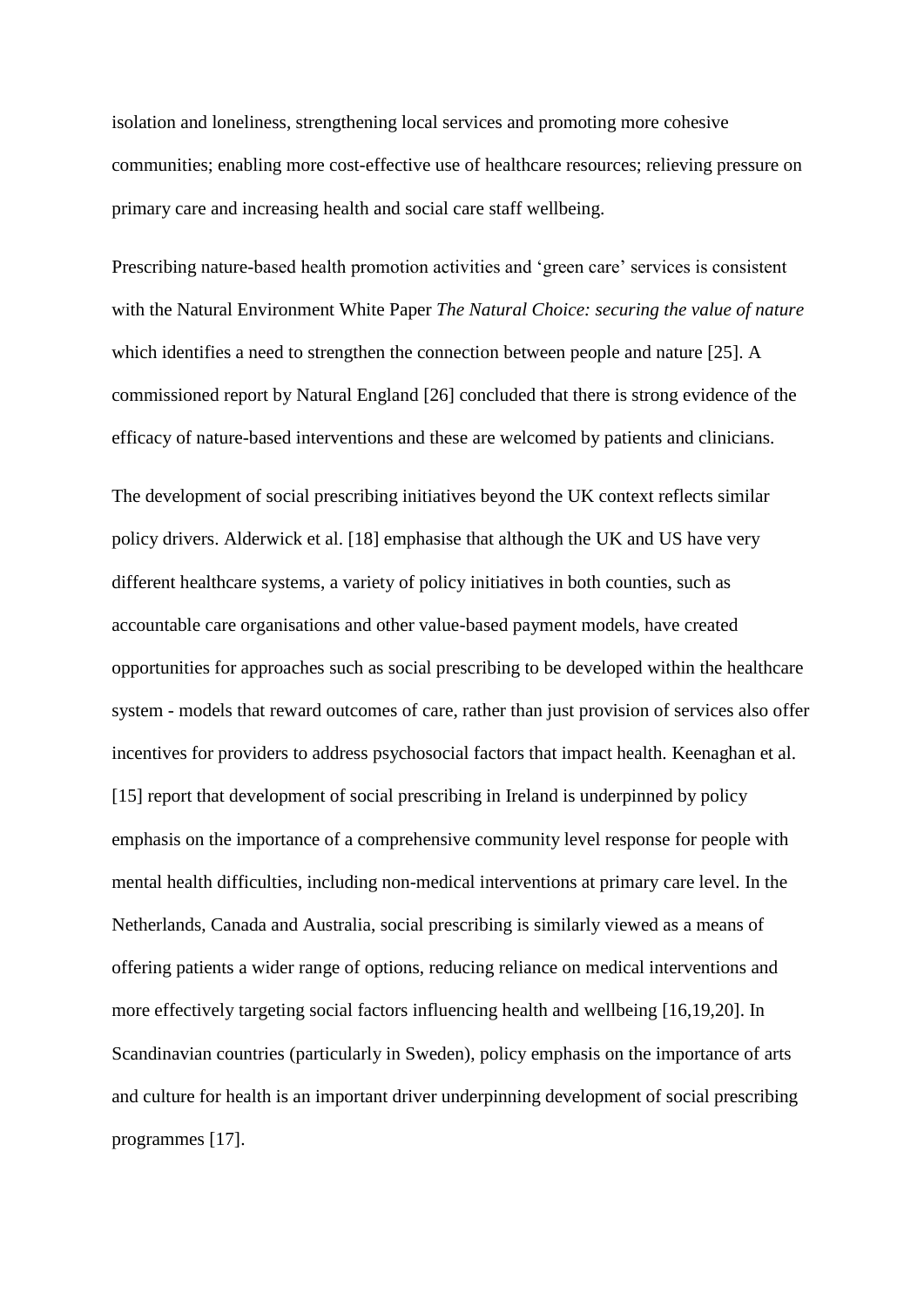isolation and loneliness, strengthening local services and promoting more cohesive communities; enabling more cost-effective use of healthcare resources; relieving pressure on primary care and increasing health and social care staff wellbeing.

Prescribing nature-based health promotion activities and 'green care' services is consistent with the Natural Environment White Paper *The Natural Choice: securing the value of nature* which identifies a need to strengthen the connection between people and nature [25]. A commissioned report by Natural England [26] concluded that there is strong evidence of the efficacy of nature-based interventions and these are welcomed by patients and clinicians.

The development of social prescribing initiatives beyond the UK context reflects similar policy drivers. Alderwick et al. [18] emphasise that although the UK and US have very different healthcare systems, a variety of policy initiatives in both counties, such as accountable care organisations and other value-based payment models, have created opportunities for approaches such as social prescribing to be developed within the healthcare system - models that reward outcomes of care, rather than just provision of services also offer incentives for providers to address psychosocial factors that impact health. Keenaghan et al. [15] report that development of social prescribing in Ireland is underpinned by policy emphasis on the importance of a comprehensive community level response for people with mental health difficulties, including non-medical interventions at primary care level. In the Netherlands, Canada and Australia, social prescribing is similarly viewed as a means of offering patients a wider range of options, reducing reliance on medical interventions and more effectively targeting social factors influencing health and wellbeing [16,19,20]. In Scandinavian countries (particularly in Sweden), policy emphasis on the importance of arts and culture for health is an important driver underpinning development of social prescribing programmes [17].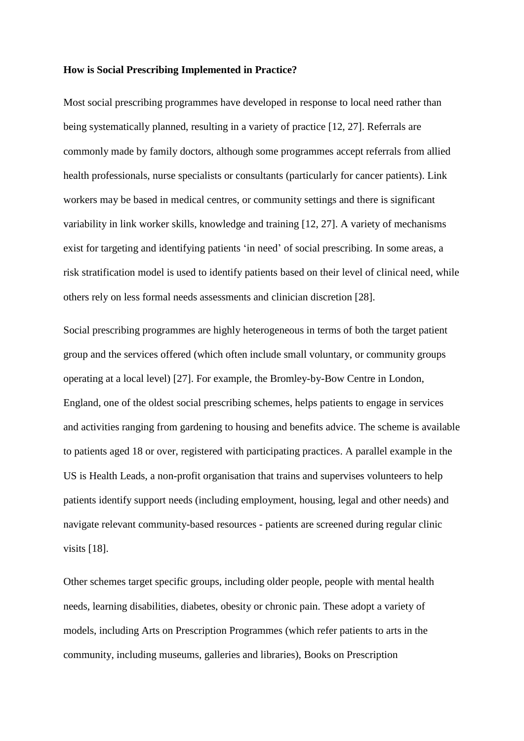**How is Social Prescribing Implemented in Practice?**

Most social prescribing programmes have developed in response to local need rather than being systematically planned, resulting in a variety of practice [12, 27]. Referrals are commonly made by family doctors, although some programmes accept referrals from allied health professionals, nurse specialists or consultants (particularly for cancer patients). Link workers may be based in medical centres, or community settings and there is significant variability in link worker skills, knowledge and training [12, 27]. A variety of mechanisms exist for targeting and identifying patients 'in need' of social prescribing. In some areas, a risk stratification model is used to identify patients based on their level of clinical need, while others rely on less formal needs assessments and clinician discretion [28].

Social prescribing programmes are highly heterogeneous in terms of both the target patient group and the services offered (which often include small voluntary, or community groups operating at a local level) [27]. For example, the Bromley-by-Bow Centre in London, England, one of the oldest social prescribing schemes, helps patients to engage in services and activities ranging from gardening to housing and benefits advice. The scheme is available to patients aged 18 or over, registered with participating practices. A parallel example in the US is Health Leads, a non-profit organisation that trains and supervises volunteers to help patients identify support needs (including employment, housing, legal and other needs) and navigate relevant community-based resources - patients are screened during regular clinic visits [18].

Other schemes target specific groups, including older people, people with mental health needs, learning disabilities, diabetes, obesity or chronic pain. These adopt a variety of models, including Arts on Prescription Programmes (which refer patients to arts in the community, including museums, galleries and libraries), Books on Prescription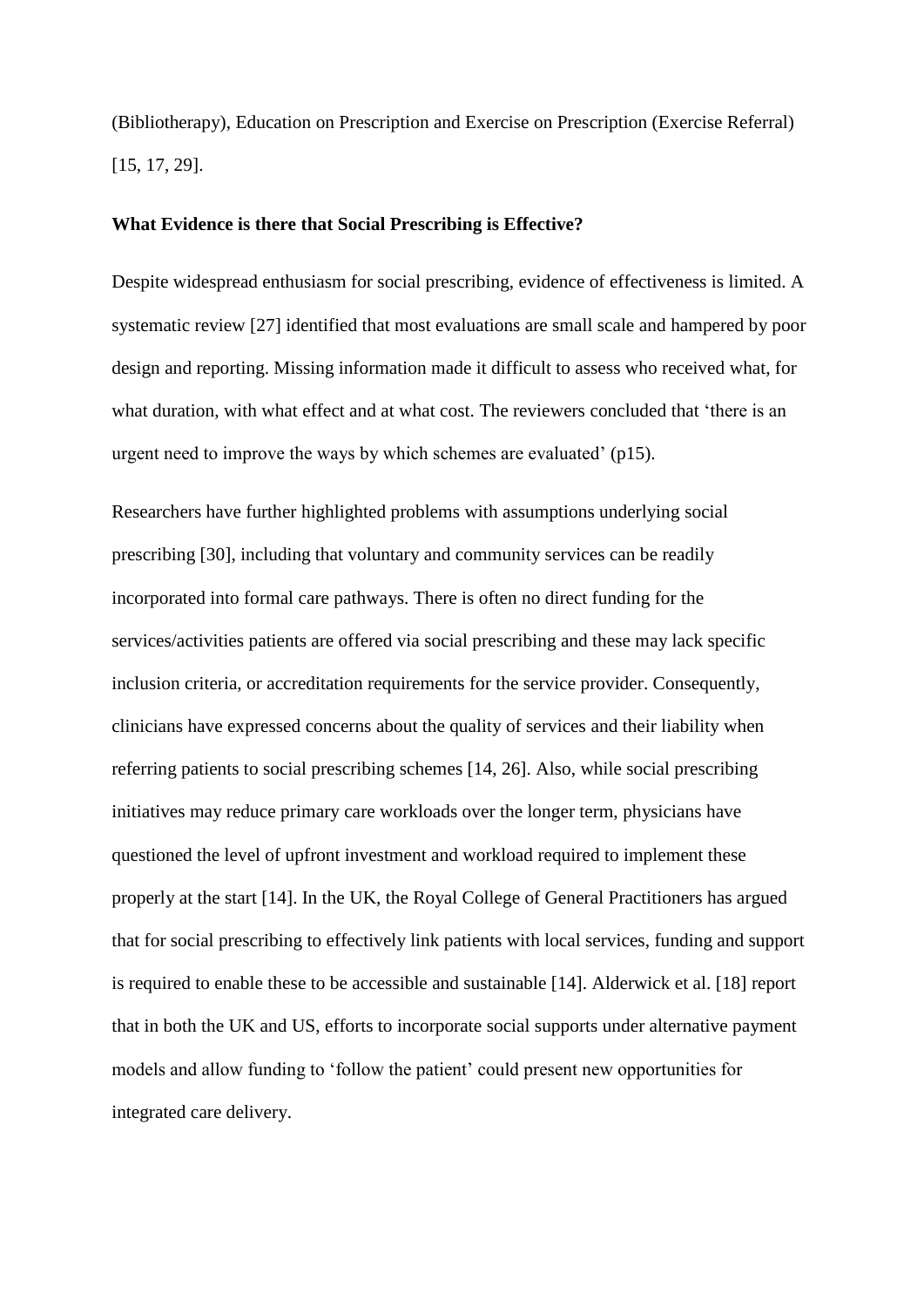(Bibliotherapy), Education on Prescription and Exercise on Prescription (Exercise Referral) [15, 17, 29].

**What Evidence is there that Social Prescribing is Effective?**

Despite widespread enthusiasm for social prescribing, evidence of effectiveness is limited. A systematic review [27] identified that most evaluations are small scale and hampered by poor design and reporting. Missing information made it difficult to assess who received what, for what duration, with what effect and at what cost. The reviewers concluded that 'there is an urgent need to improve the ways by which schemes are evaluated' (p15).

Researchers have further highlighted problems with assumptions underlying social prescribing [30], including that voluntary and community services can be readily incorporated into formal care pathways. There is often no direct funding for the services/activities patients are offered via social prescribing and these may lack specific inclusion criteria, or accreditation requirements for the service provider. Consequently, clinicians have expressed concerns about the quality of services and their liability when referring patients to social prescribing schemes [14, 26]. Also, while social prescribing initiatives may reduce primary care workloads over the longer term, physicians have questioned the level of upfront investment and workload required to implement these properly at the start [14]. In the UK, the Royal College of General Practitioners has argued that for social prescribing to effectively link patients with local services, funding and support is required to enable these to be accessible and sustainable [14]. Alderwick et al. [18] report that in both the UK and US, efforts to incorporate social supports under alternative payment models and allow funding to 'follow the patient' could present new opportunities for integrated care delivery.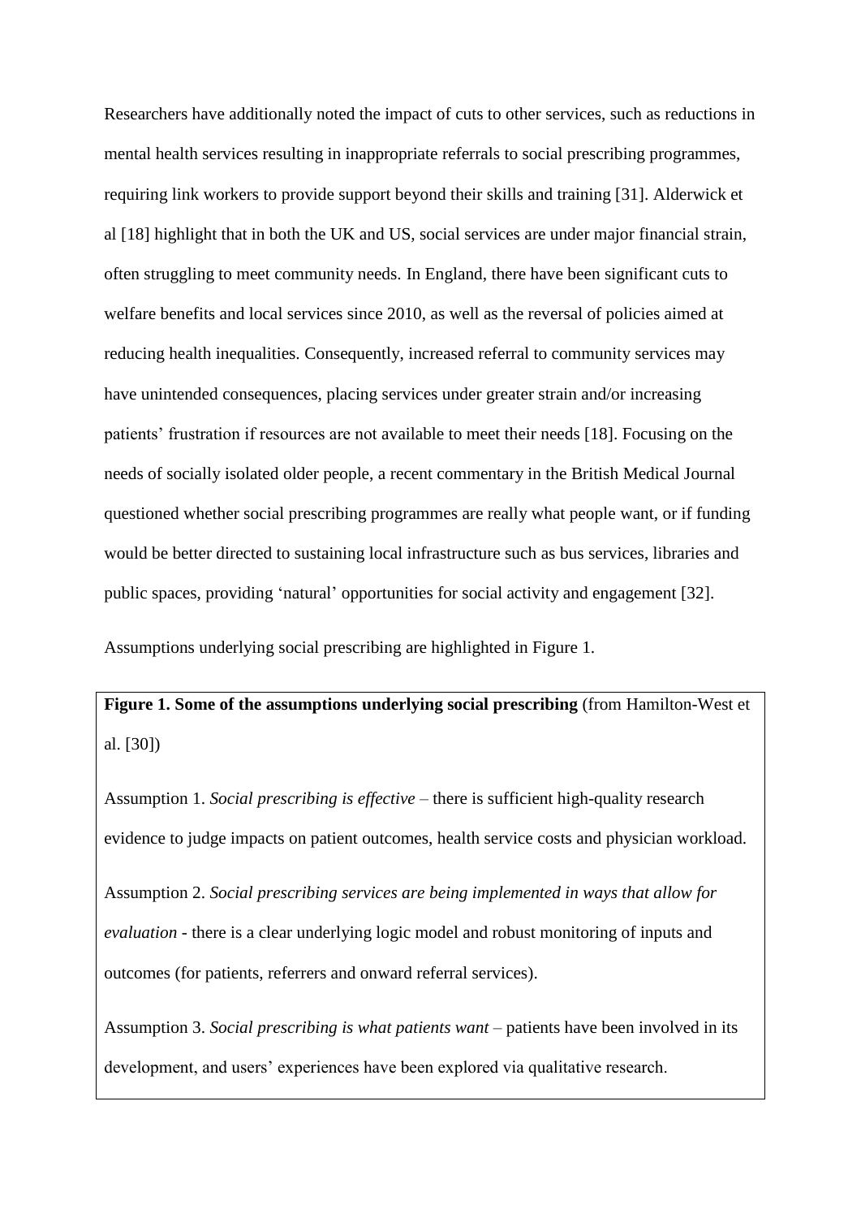Researchers have additionally noted the impact of cuts to other services, such as reductions in mental health services resulting in inappropriate referrals to social prescribing programmes, requiring link workers to provide support beyond their skills and training [31]. Alderwick et al [18] highlight that in both the UK and US, social services are under major financial strain, often struggling to meet community needs. In England, there have been significant cuts to welfare benefits and local services since 2010, as well as the reversal of policies aimed at reducing health inequalities. Consequently, increased referral to community services may have unintended consequences, placing services under greater strain and/or increasing patients' frustration if resources are not available to meet their needs [18]. Focusing on the needs of socially isolated older people, a recent commentary in the British Medical Journal questioned whether social prescribing programmes are really what people want, or if funding would be better directed to sustaining local infrastructure such as bus services, libraries and public spaces, providing 'natural' opportunities for social activity and engagement [32].

Assumptions underlying social prescribing are highlighted in Figure 1.

**Figure 1. Some of the assumptions underlying social prescribing** (from Hamilton-West et al. [30])

Assumption 1. *Social prescribing is effective* – there is sufficient high-quality research evidence to judge impacts on patient outcomes, health service costs and physician workload.

Assumption 2. *Social prescribing services are being implemented in ways that allow for evaluation* - there is a clear underlying logic model and robust monitoring of inputs and outcomes (for patients, referrers and onward referral services).

Assumption 3. *Social prescribing is what patients want* – patients have been involved in its development, and users' experiences have been explored via qualitative research.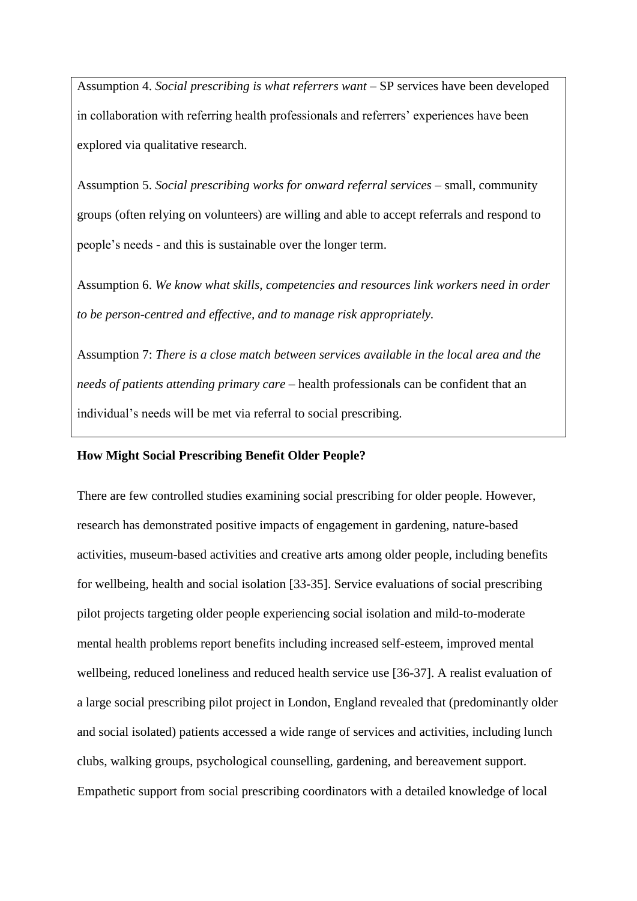Assumption 4. *Social prescribing is what referrers want* – SP services have been developed in collaboration with referring health professionals and referrers' experiences have been explored via qualitative research.

Assumption 5. *Social prescribing works for onward referral services* – small, community groups (often relying on volunteers) are willing and able to accept referrals and respond to people's needs - and this is sustainable over the longer term.

Assumption 6. *We know what skills, competencies and resources link workers need in order to be person-centred and effective, and to manage risk appropriately.*

Assumption 7: *There is a close match between services available in the local area and the needs of patients attending primary care* – health professionals can be confident that an individual's needs will be met via referral to social prescribing.

**How Might Social Prescribing Benefit Older People?**

There are few controlled studies examining social prescribing for older people. However, research has demonstrated positive impacts of engagement in gardening, nature-based activities, museum-based activities and creative arts among older people, including benefits for wellbeing, health and social isolation [33-35]. Service evaluations of social prescribing pilot projects targeting older people experiencing social isolation and mild-to-moderate mental health problems report benefits including increased self-esteem, improved mental wellbeing, reduced loneliness and reduced health service use [36-37]. A realist evaluation of a large social prescribing pilot project in London, England revealed that (predominantly older and social isolated) patients accessed a wide range of services and activities, including lunch clubs, walking groups, psychological counselling, gardening, and bereavement support. Empathetic support from social prescribing coordinators with a detailed knowledge of local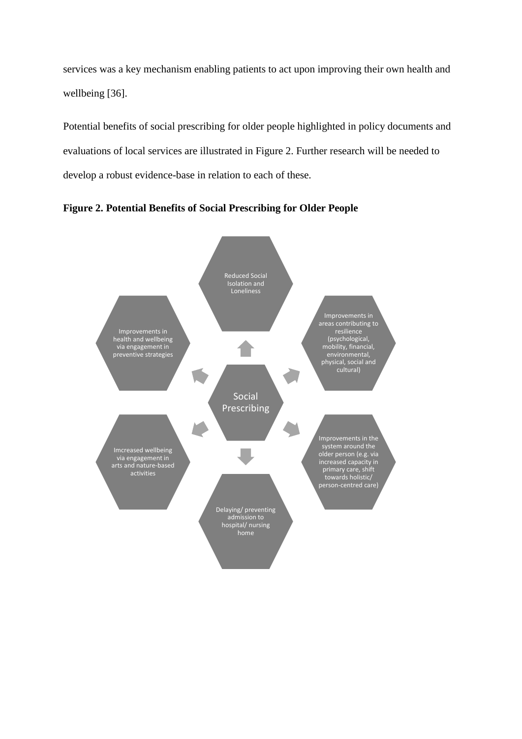services was a key mechanism enabling patients to act upon improving their own health and wellbeing [36].

Potential benefits of social prescribing for older people highlighted in policy documents and evaluations of local services are illustrated in Figure 2. Further research will be needed to develop a robust evidence-base in relation to each of these.

**Figure 2. Potential Benefits of Social Prescribing for Older People**

Social Prescribing

Reduced Social Isolation and Loneliness

Improvements in areas contributing to resilience (psychological, mobility, financial, environmental, physical, social and cultural)

Improvements in the system around the older person (e.g. via increased capacity in primary care, shift towards holistic/ person-centred care)

Delaying/ preventing admission to hospital/ nursing home

Imcreased wellbeing via engagement in arts and nature-based activities

Improvements in health and wellbeing via engagement in preventive strategies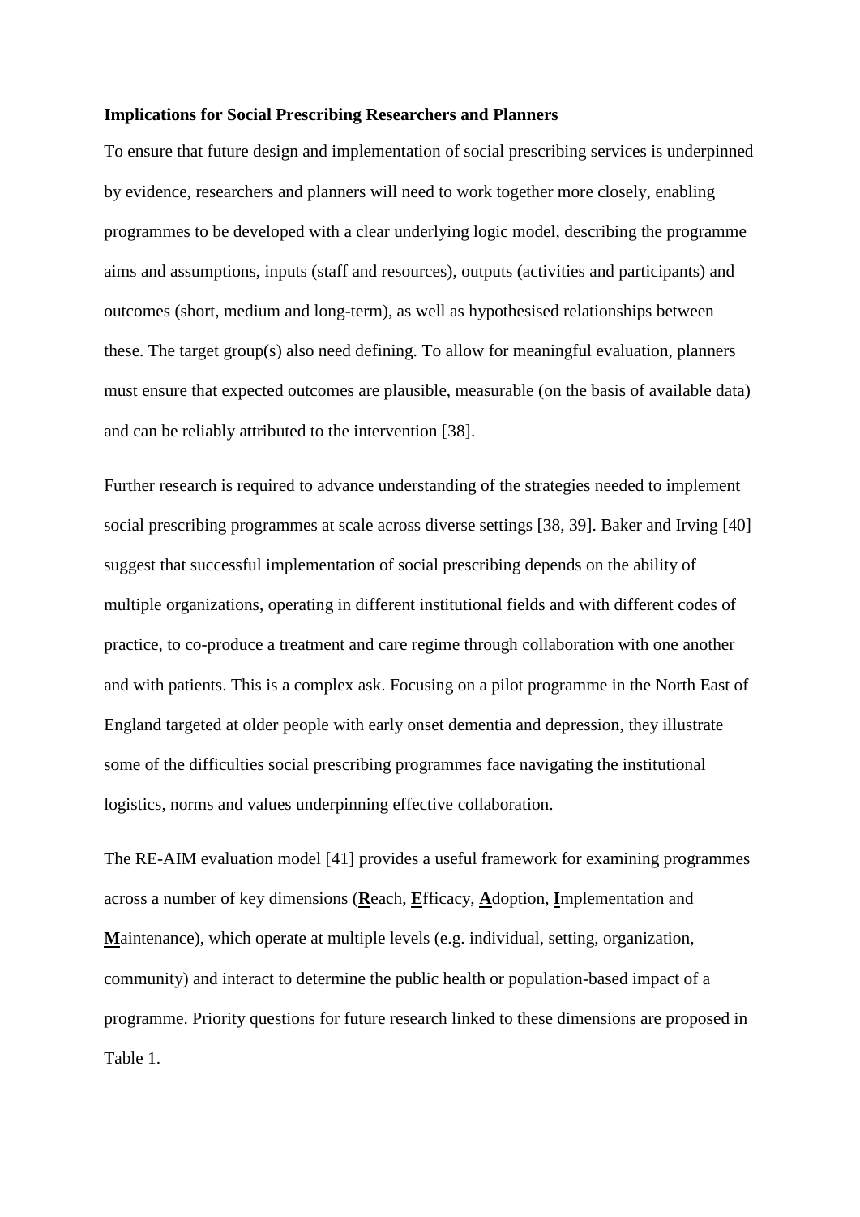**Implications for Social Prescribing Researchers and Planners**

To ensure that future design and implementation of social prescribing services is underpinned by evidence, researchers and planners will need to work together more closely, enabling programmes to be developed with a clear underlying logic model, describing the programme aims and assumptions, inputs (staff and resources), outputs (activities and participants) and outcomes (short, medium and long-term), as well as hypothesised relationships between these. The target group(s) also need defining. To allow for meaningful evaluation, planners must ensure that expected outcomes are plausible, measurable (on the basis of available data) and can be reliably attributed to the intervention [38].

Further research is required to advance understanding of the strategies needed to implement social prescribing programmes at scale across diverse settings [38, 39]. Baker and Irving [40] suggest that successful implementation of social prescribing depends on the ability of multiple organizations, operating in different institutional fields and with different codes of practice, to co-produce a treatment and care regime through collaboration with one another and with patients. This is a complex ask. Focusing on a pilot programme in the North East of England targeted at older people with early onset dementia and depression, they illustrate some of the difficulties social prescribing programmes face navigating the institutional logistics, norms and values underpinning effective collaboration.

The RE-AIM evaluation model [41] provides a useful framework for examining programmes across a number of key dimensions (**R**each, **E**fficacy, **A**doption, **I**mplementation and **M**aintenance), which operate at multiple levels (e.g. individual, setting, organization, community) and interact to determine the public health or population-based impact of a programme. Priority questions for future research linked to these dimensions are proposed in Table 1.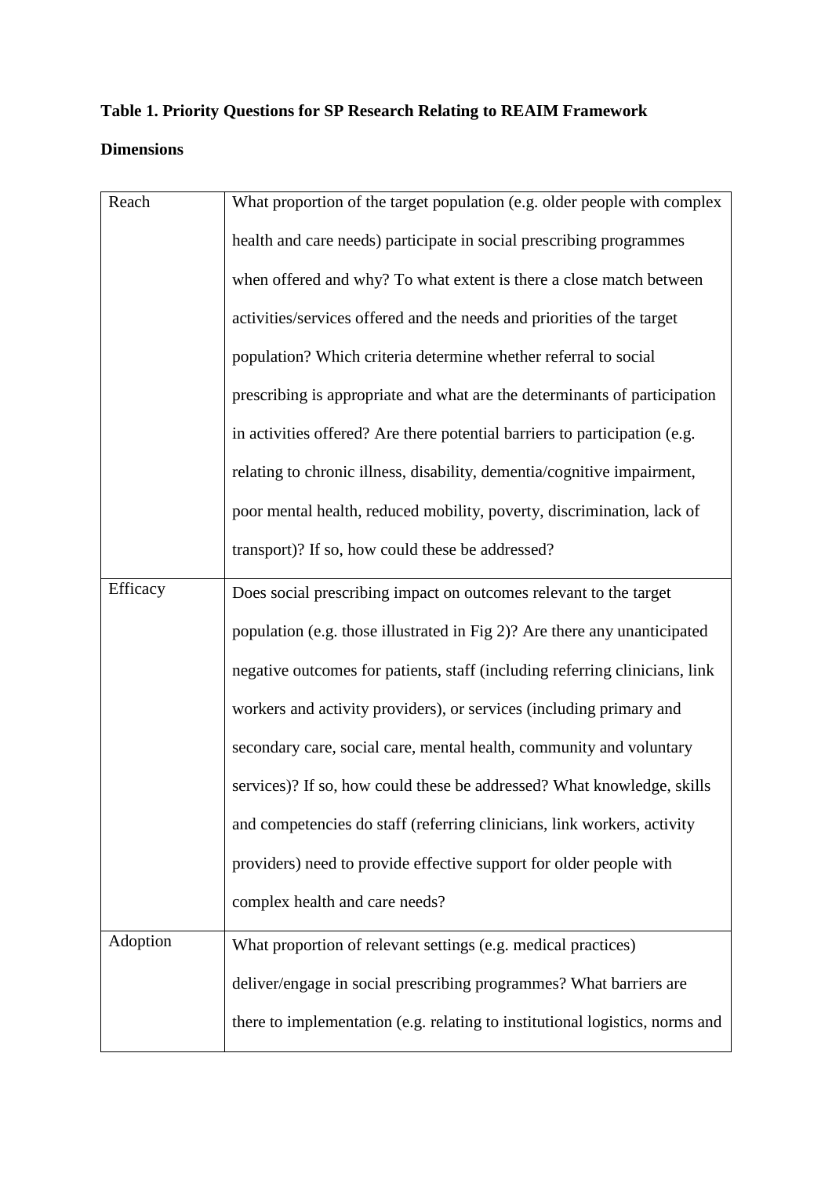**Table 1. Priority Questions for SP Research Relating to REAIM Framework Dimensions**

| | |
|---|---|
| Reach | What proportion of the target population (e.g. older people with complex health and care needs) participate in social prescribing programmes when offered and why? To what extent is there a close match between activities/services offered and the needs and priorities of the target population? Which criteria determine whether referral to social prescribing is appropriate and what are the determinants of participation in activities offered? Are there potential barriers to participation (e.g. relating to chronic illness, disability, dementia/cognitive impairment, poor mental health, reduced mobility, poverty, discrimination, lack of transport)? If so, how could these be addressed? |
| Efficacy | Does social prescribing impact on outcomes relevant to the target population (e.g. those illustrated in Fig 2)? Are there any unanticipated negative outcomes for patients, staff (including referring clinicians, link workers and activity providers), or services (including primary and secondary care, social care, mental health, community and voluntary services)? If so, how could these be addressed? What knowledge, skills and competencies do staff (referring clinicians, link workers, activity providers) need to provide effective support for older people with complex health and care needs? |
| Adoption | What proportion of relevant settings (e.g. medical practices) deliver/engage in social prescribing programmes? What barriers are there to implementation (e.g. relating to institutional logistics, norms and |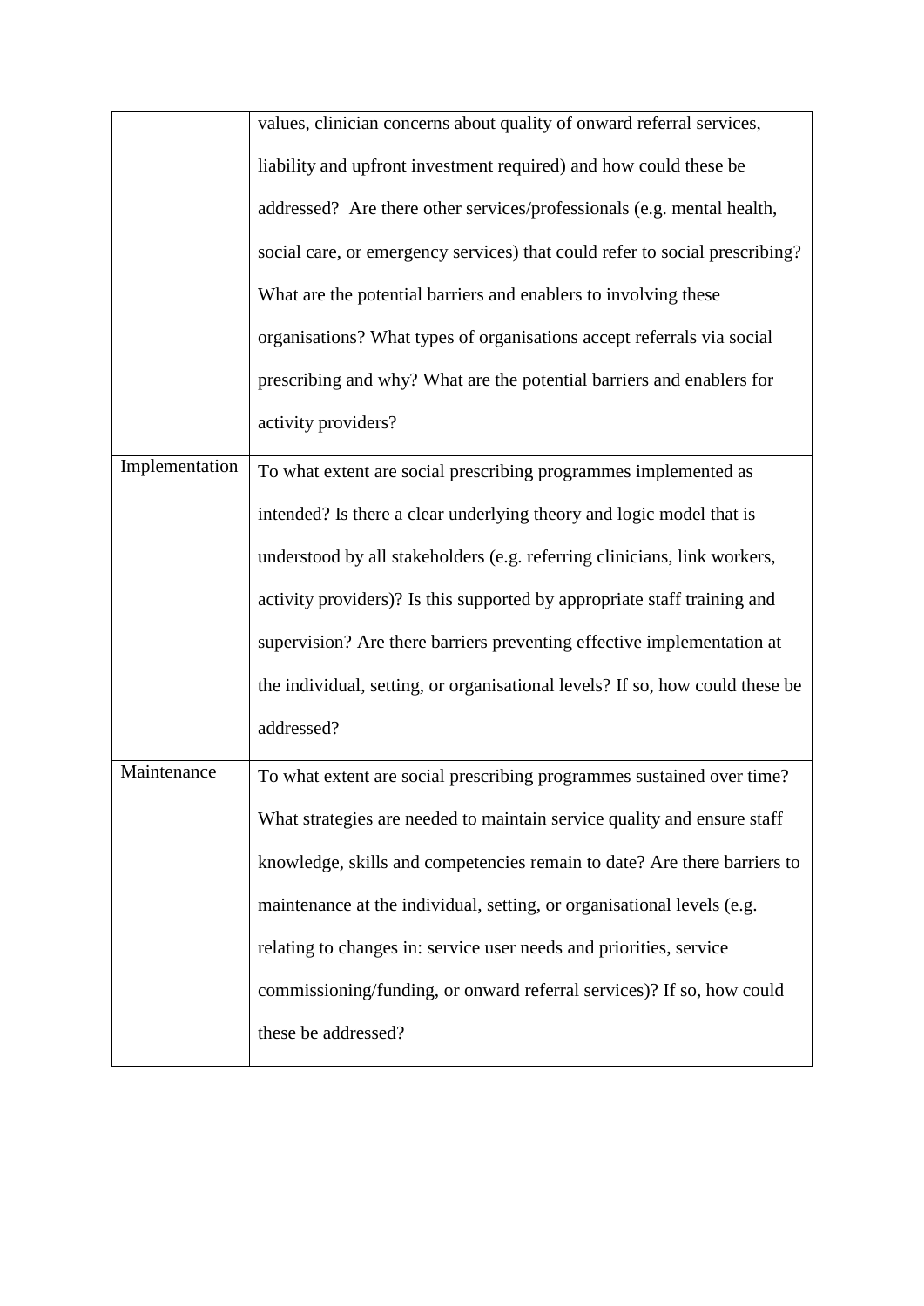| | |
|---|---|
| | values, clinician concerns about quality of onward referral services, liability and upfront investment required) and how could these be addressed? Are there other services/professionals (e.g. mental health, social care, or emergency services) that could refer to social prescribing? What are the potential barriers and enablers to involving these organisations? What types of organisations accept referrals via social prescribing and why? What are the potential barriers and enablers for activity providers? |
| Implementation | To what extent are social prescribing programmes implemented as intended? Is there a clear underlying theory and logic model that is understood by all stakeholders (e.g. referring clinicians, link workers, activity providers)? Is this supported by appropriate staff training and supervision? Are there barriers preventing effective implementation at the individual, setting, or organisational levels? If so, how could these be addressed? |
| Maintenance | To what extent are social prescribing programmes sustained over time? What strategies are needed to maintain service quality and ensure staff knowledge, skills and competencies remain to date? Are there barriers to maintenance at the individual, setting, or organisational levels (e.g. relating to changes in: service user needs and priorities, service commissioning/funding, or onward referral services)? If so, how could these be addressed? |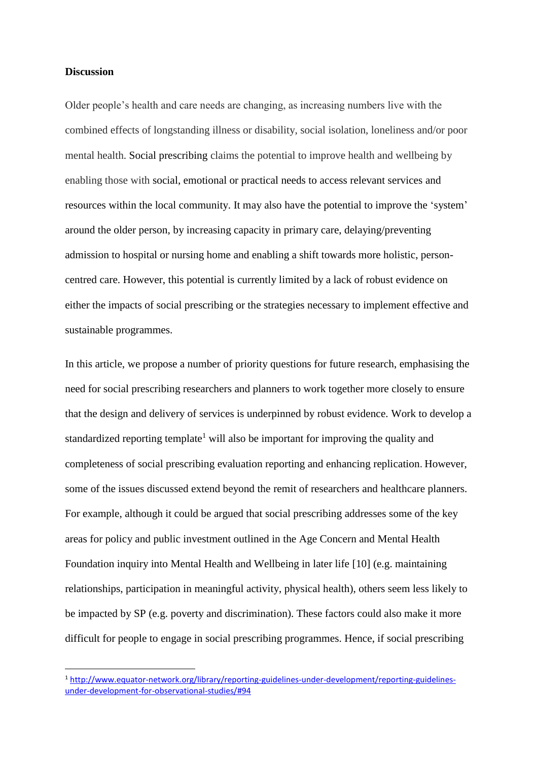**Discussion**

Older people's health and care needs are changing, as increasing numbers live with the combined effects of longstanding illness or disability, social isolation, loneliness and/or poor mental health. Social prescribing claims the potential to improve health and wellbeing by enabling those with social, emotional or practical needs to access relevant services and resources within the local community. It may also have the potential to improve the 'system' around the older person, by increasing capacity in primary care, delaying/preventing admission to hospital or nursing home and enabling a shift towards more holistic, person-centred care. However, this potential is currently limited by a lack of robust evidence on either the impacts of social prescribing or the strategies necessary to implement effective and sustainable programmes.

In this article, we propose a number of priority questions for future research, emphasising the need for social prescribing researchers and planners to work together more closely to ensure that the design and delivery of services is underpinned by robust evidence. Work to develop a standardized reporting template[1] will also be important for improving the quality and completeness of social prescribing evaluation reporting and enhancing replication. However, some of the issues discussed extend beyond the remit of researchers and healthcare planners. For example, although it could be argued that social prescribing addresses some of the key areas for policy and public investment outlined in the Age Concern and Mental Health Foundation inquiry into Mental Health and Wellbeing in later life [10] (e.g. maintaining relationships, participation in meaningful activity, physical health), others seem less likely to be impacted by SP (e.g. poverty and discrimination). These factors could also make it more difficult for people to engage in social prescribing programmes. Hence, if social prescribing

---

[1] http://www.equator-network.org/library/reporting-guidelines-under-development/reporting-guidelines-under-development-for-observational-studies/#94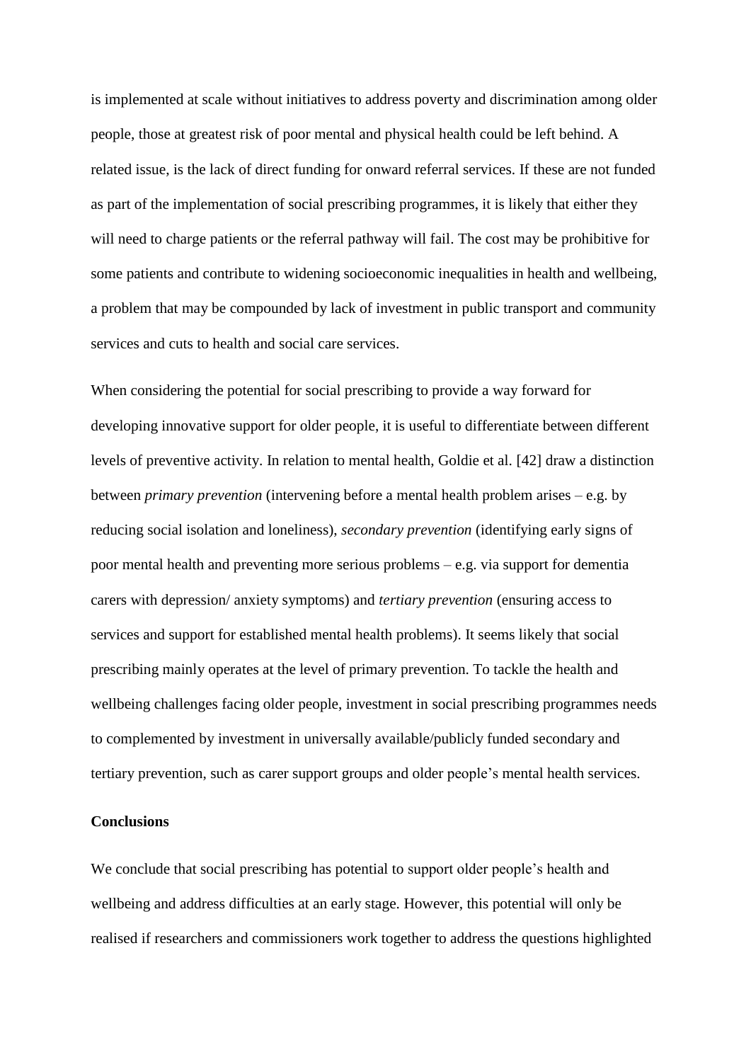is implemented at scale without initiatives to address poverty and discrimination among older people, those at greatest risk of poor mental and physical health could be left behind. A related issue, is the lack of direct funding for onward referral services. If these are not funded as part of the implementation of social prescribing programmes, it is likely that either they will need to charge patients or the referral pathway will fail. The cost may be prohibitive for some patients and contribute to widening socioeconomic inequalities in health and wellbeing, a problem that may be compounded by lack of investment in public transport and community services and cuts to health and social care services.

When considering the potential for social prescribing to provide a way forward for developing innovative support for older people, it is useful to differentiate between different levels of preventive activity. In relation to mental health, Goldie et al. [42] draw a distinction between *primary prevention* (intervening before a mental health problem arises – e.g. by reducing social isolation and loneliness), *secondary prevention* (identifying early signs of poor mental health and preventing more serious problems – e.g. via support for dementia carers with depression/ anxiety symptoms) and *tertiary prevention* (ensuring access to services and support for established mental health problems). It seems likely that social prescribing mainly operates at the level of primary prevention. To tackle the health and wellbeing challenges facing older people, investment in social prescribing programmes needs to complemented by investment in universally available/publicly funded secondary and tertiary prevention, such as carer support groups and older people's mental health services.

**Conclusions**

We conclude that social prescribing has potential to support older people's health and wellbeing and address difficulties at an early stage. However, this potential will only be realised if researchers and commissioners work together to address the questions highlighted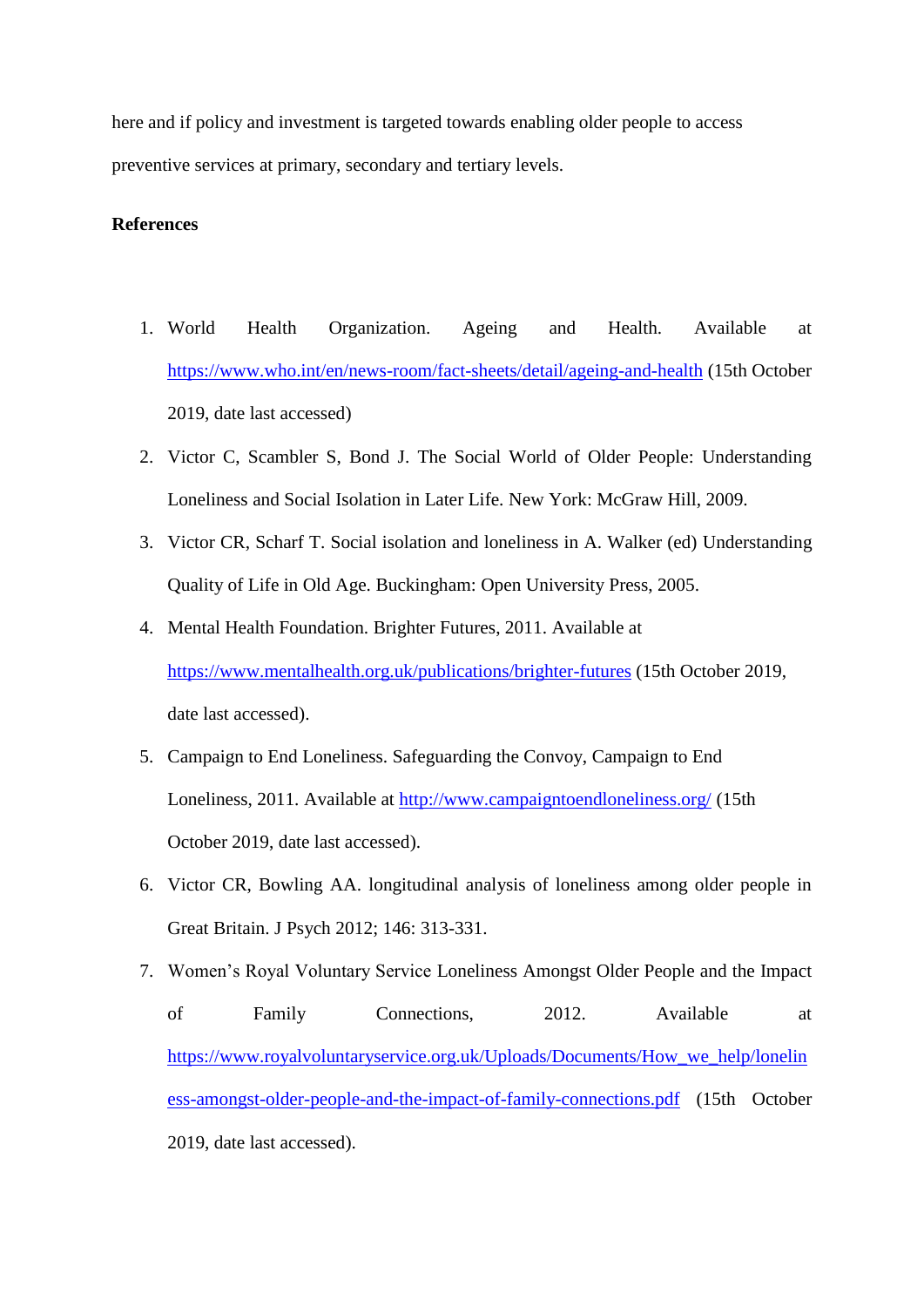here and if policy and investment is targeted towards enabling older people to access preventive services at primary, secondary and tertiary levels.

**References**

1. World Health Organization. Ageing and Health. Available at https://www.who.int/en/news-room/fact-sheets/detail/ageing-and-health (15th October 2019, date last accessed)
2. Victor C, Scambler S, Bond J. The Social World of Older People: Understanding Loneliness and Social Isolation in Later Life. New York: McGraw Hill, 2009.
3. Victor CR, Scharf T. Social isolation and loneliness in A. Walker (ed) Understanding Quality of Life in Old Age. Buckingham: Open University Press, 2005.
4. Mental Health Foundation. Brighter Futures, 2011. Available at https://www.mentalhealth.org.uk/publications/brighter-futures (15th October 2019, date last accessed).
5. Campaign to End Loneliness. Safeguarding the Convoy, Campaign to End Loneliness, 2011. Available at http://www.campaigntoendloneliness.org/ (15th October 2019, date last accessed).
6. Victor CR, Bowling AA. longitudinal analysis of loneliness among older people in Great Britain. J Psych 2012; 146: 313-331.
7. Women's Royal Voluntary Service Loneliness Amongst Older People and the Impact of Family Connections, 2012. Available at https://www.royalvoluntaryservice.org.uk/Uploads/Documents/How_we_help/loneliness-amongst-older-people-and-the-impact-of-family-connections.pdf (15th October 2019, date last accessed).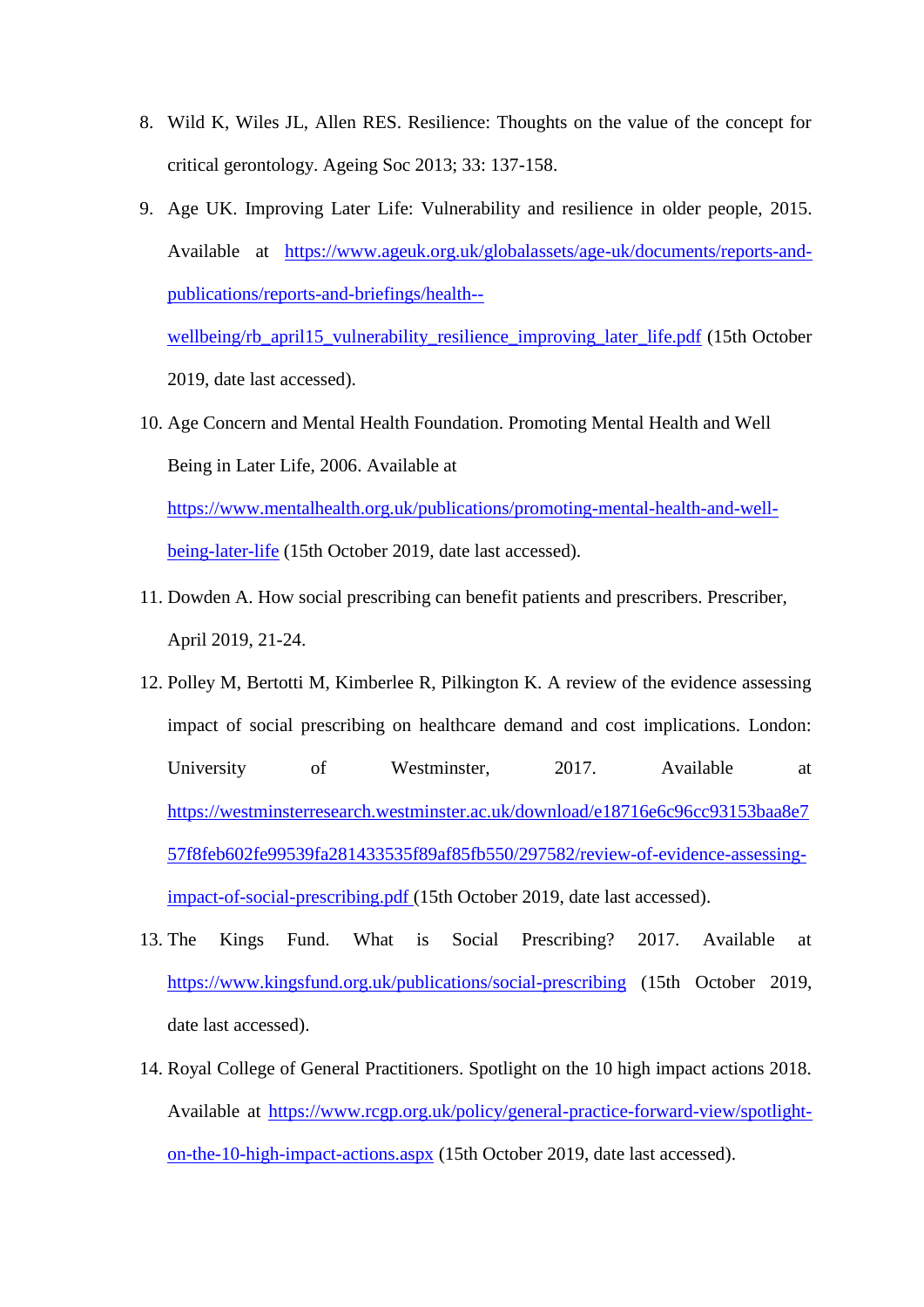8. Wild K, Wiles JL, Allen RES. Resilience: Thoughts on the value of the concept for critical gerontology. Ageing Soc 2013; 33: 137-158.

9. Age UK. Improving Later Life: Vulnerability and resilience in older people, 2015. Available at https://www.ageuk.org.uk/globalassets/age-uk/documents/reports-and-publications/reports-and-briefings/health--wellbeing/rb_april15_vulnerability_resilience_improving_later_life.pdf (15th October 2019, date last accessed).

10. Age Concern and Mental Health Foundation. Promoting Mental Health and Well Being in Later Life, 2006. Available at https://www.mentalhealth.org.uk/publications/promoting-mental-health-and-well-being-later-life (15th October 2019, date last accessed).

11. Dowden A. How social prescribing can benefit patients and prescribers. Prescriber, April 2019, 21-24.

12. Polley M, Bertotti M, Kimberlee R, Pilkington K. A review of the evidence assessing impact of social prescribing on healthcare demand and cost implications. London: University of Westminster, 2017. Available at https://westminsterresearch.westminster.ac.uk/download/e18716e6c96cc93153baa8e757f8feb602fe99539fa281433535f89af85fb550/297582/review-of-evidence-assessing-impact-of-social-prescribing.pdf (15th October 2019, date last accessed).

13. The Kings Fund. What is Social Prescribing? 2017. Available at https://www.kingsfund.org.uk/publications/social-prescribing (15th October 2019, date last accessed).

14. Royal College of General Practitioners. Spotlight on the 10 high impact actions 2018. Available at https://www.rcgp.org.uk/policy/general-practice-forward-view/spotlight-on-the-10-high-impact-actions.aspx (15th October 2019, date last accessed).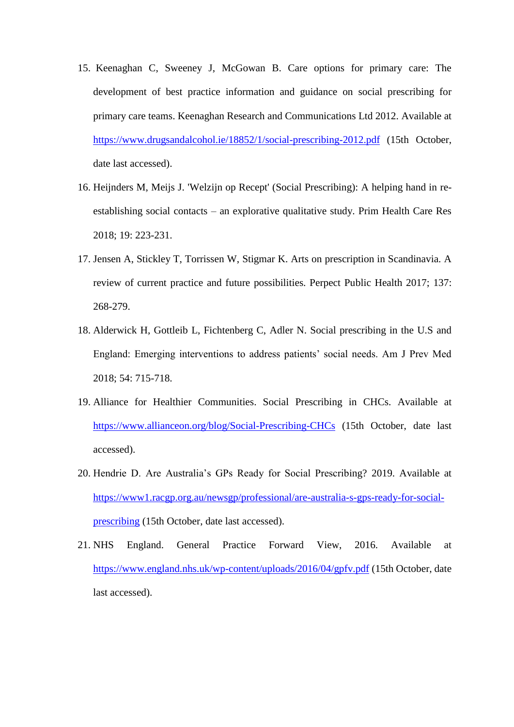15. Keenaghan C, Sweeney J, McGowan B. Care options for primary care: The development of best practice information and guidance on social prescribing for primary care teams. Keenaghan Research and Communications Ltd 2012. Available at https://www.drugsandalcohol.ie/18852/1/social-prescribing-2012.pdf (15th October, date last accessed).
16. Heijnders M, Meijs J. 'Welzijn op Recept' (Social Prescribing): A helping hand in re-establishing social contacts – an explorative qualitative study. Prim Health Care Res 2018; 19: 223-231.
17. Jensen A, Stickley T, Torrissen W, Stigmar K. Arts on prescription in Scandinavia. A review of current practice and future possibilities. Perpect Public Health 2017; 137: 268-279.
18. Alderwick H, Gottleib L, Fichtenberg C, Adler N. Social prescribing in the U.S and England: Emerging interventions to address patients' social needs. Am J Prev Med 2018; 54: 715-718.
19. Alliance for Healthier Communities. Social Prescribing in CHCs. Available at https://www.allianceon.org/blog/Social-Prescribing-CHCs (15th October, date last accessed).
20. Hendrie D. Are Australia's GPs Ready for Social Prescribing? 2019. Available at https://www1.racgp.org.au/newsgp/professional/are-australia-s-gps-ready-for-social-prescribing (15th October, date last accessed).
21. NHS England. General Practice Forward View, 2016. Available at https://www.england.nhs.uk/wp-content/uploads/2016/04/gpfv.pdf (15th October, date last accessed).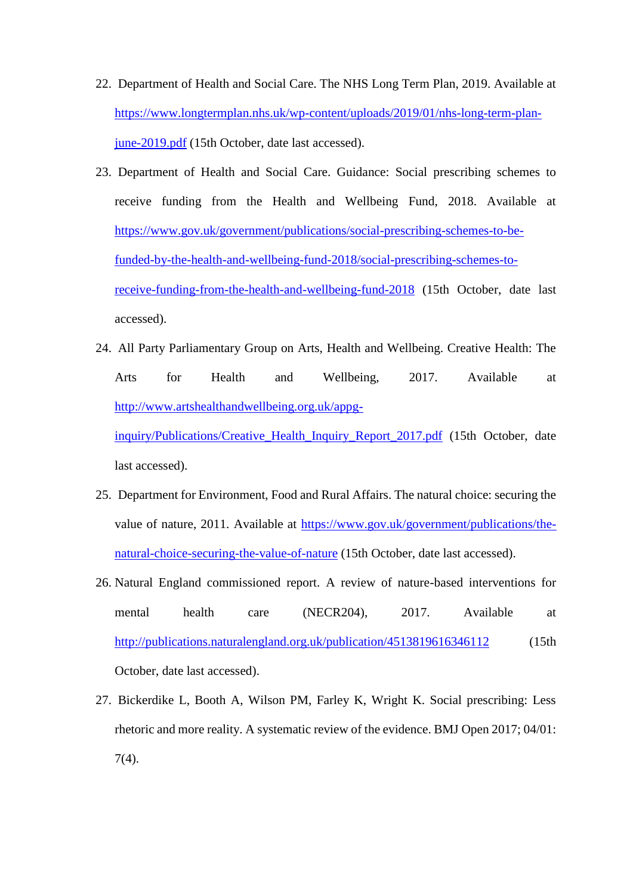22. Department of Health and Social Care. The NHS Long Term Plan, 2019. Available at https://www.longtermplan.nhs.uk/wp-content/uploads/2019/01/nhs-long-term-plan-june-2019.pdf (15th October, date last accessed).
23. Department of Health and Social Care. Guidance: Social prescribing schemes to receive funding from the Health and Wellbeing Fund, 2018. Available at https://www.gov.uk/government/publications/social-prescribing-schemes-to-be-funded-by-the-health-and-wellbeing-fund-2018/social-prescribing-schemes-to-receive-funding-from-the-health-and-wellbeing-fund-2018 (15th October, date last accessed).
24. All Party Parliamentary Group on Arts, Health and Wellbeing. Creative Health: The Arts for Health and Wellbeing, 2017. Available at http://www.artshealthandwellbeing.org.uk/appg-inquiry/Publications/Creative_Health_Inquiry_Report_2017.pdf (15th October, date last accessed).
25. Department for Environment, Food and Rural Affairs. The natural choice: securing the value of nature, 2011. Available at https://www.gov.uk/government/publications/the-natural-choice-securing-the-value-of-nature (15th October, date last accessed).
26. Natural England commissioned report. A review of nature-based interventions for mental health care (NECR204), 2017. Available at http://publications.naturalengland.org.uk/publication/4513819616346112 (15th October, date last accessed).
27. Bickerdike L, Booth A, Wilson PM, Farley K, Wright K. Social prescribing: Less rhetoric and more reality. A systematic review of the evidence. BMJ Open 2017; 04/01: 7(4).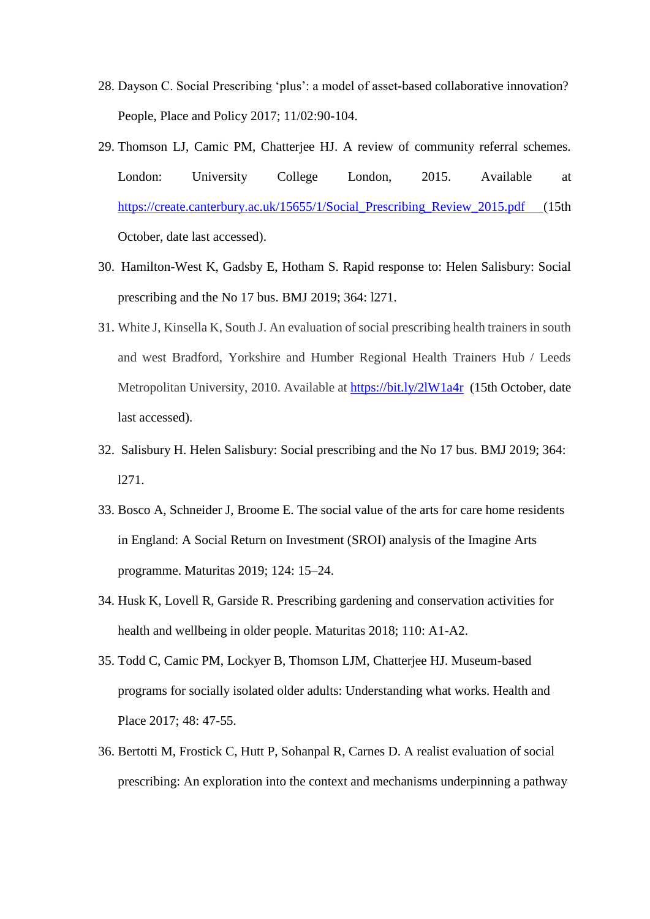28. Dayson C. Social Prescribing 'plus': a model of asset-based collaborative innovation? People, Place and Policy 2017; 11/02:90-104.
29. Thomson LJ, Camic PM, Chatterjee HJ. A review of community referral schemes. London: University College London, 2015. Available at https://create.canterbury.ac.uk/15655/1/Social_Prescribing_Review_2015.pdf (15th October, date last accessed).
30. Hamilton-West K, Gadsby E, Hotham S. Rapid response to: Helen Salisbury: Social prescribing and the No 17 bus. BMJ 2019; 364: l271.
31. White J, Kinsella K, South J. An evaluation of social prescribing health trainers in south and west Bradford, Yorkshire and Humber Regional Health Trainers Hub / Leeds Metropolitan University, 2010. Available at https://bit.ly/2lW1a4r (15th October, date last accessed).
32. Salisbury H. Helen Salisbury: Social prescribing and the No 17 bus. BMJ 2019; 364: l271.
33. Bosco A, Schneider J, Broome E. The social value of the arts for care home residents in England: A Social Return on Investment (SROI) analysis of the Imagine Arts programme. Maturitas 2019; 124: 15–24.
34. Husk K, Lovell R, Garside R. Prescribing gardening and conservation activities for health and wellbeing in older people. Maturitas 2018; 110: A1-A2.
35. Todd C, Camic PM, Lockyer B, Thomson LJM, Chatterjee HJ. Museum-based programs for socially isolated older adults: Understanding what works. Health and Place 2017; 48: 47-55.
36. Bertotti M, Frostick C, Hutt P, Sohanpal R, Carnes D. A realist evaluation of social prescribing: An exploration into the context and mechanisms underpinning a pathway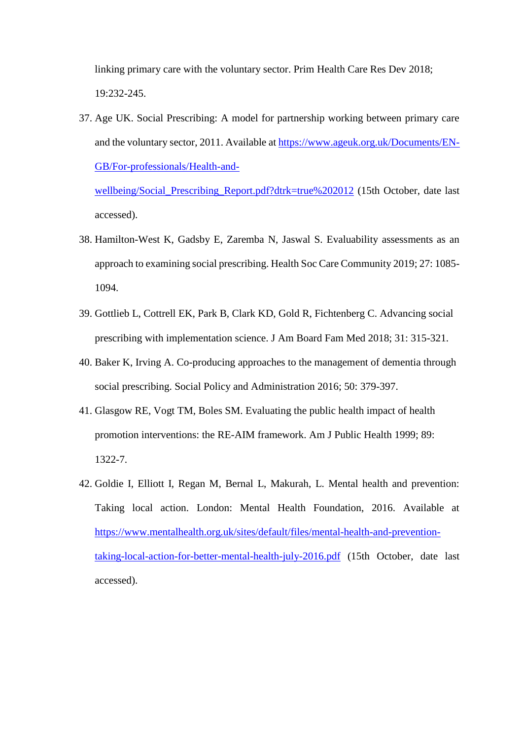linking primary care with the voluntary sector. Prim Health Care Res Dev 2018; 19:232-245.

37. Age UK. Social Prescribing: A model for partnership working between primary care and the voluntary sector, 2011. Available at https://www.ageuk.org.uk/Documents/EN-GB/For-professionals/Health-and-wellbeing/Social_Prescribing_Report.pdf?dtrk=true%202012 (15th October, date last accessed).
38. Hamilton-West K, Gadsby E, Zaremba N, Jaswal S. Evaluability assessments as an approach to examining social prescribing. Health Soc Care Community 2019; 27: 1085-1094.
39. Gottlieb L, Cottrell EK, Park B, Clark KD, Gold R, Fichtenberg C. Advancing social prescribing with implementation science. J Am Board Fam Med 2018; 31: 315-321.
40. Baker K, Irving A. Co-producing approaches to the management of dementia through social prescribing. Social Policy and Administration 2016; 50: 379-397.
41. Glasgow RE, Vogt TM, Boles SM. Evaluating the public health impact of health promotion interventions: the RE-AIM framework. Am J Public Health 1999; 89: 1322-7.
42. Goldie I, Elliott I, Regan M, Bernal L, Makurah, L. Mental health and prevention: Taking local action. London: Mental Health Foundation, 2016. Available at https://www.mentalhealth.org.uk/sites/default/files/mental-health-and-prevention-taking-local-action-for-better-mental-health-july-2016.pdf (15th October, date last accessed).